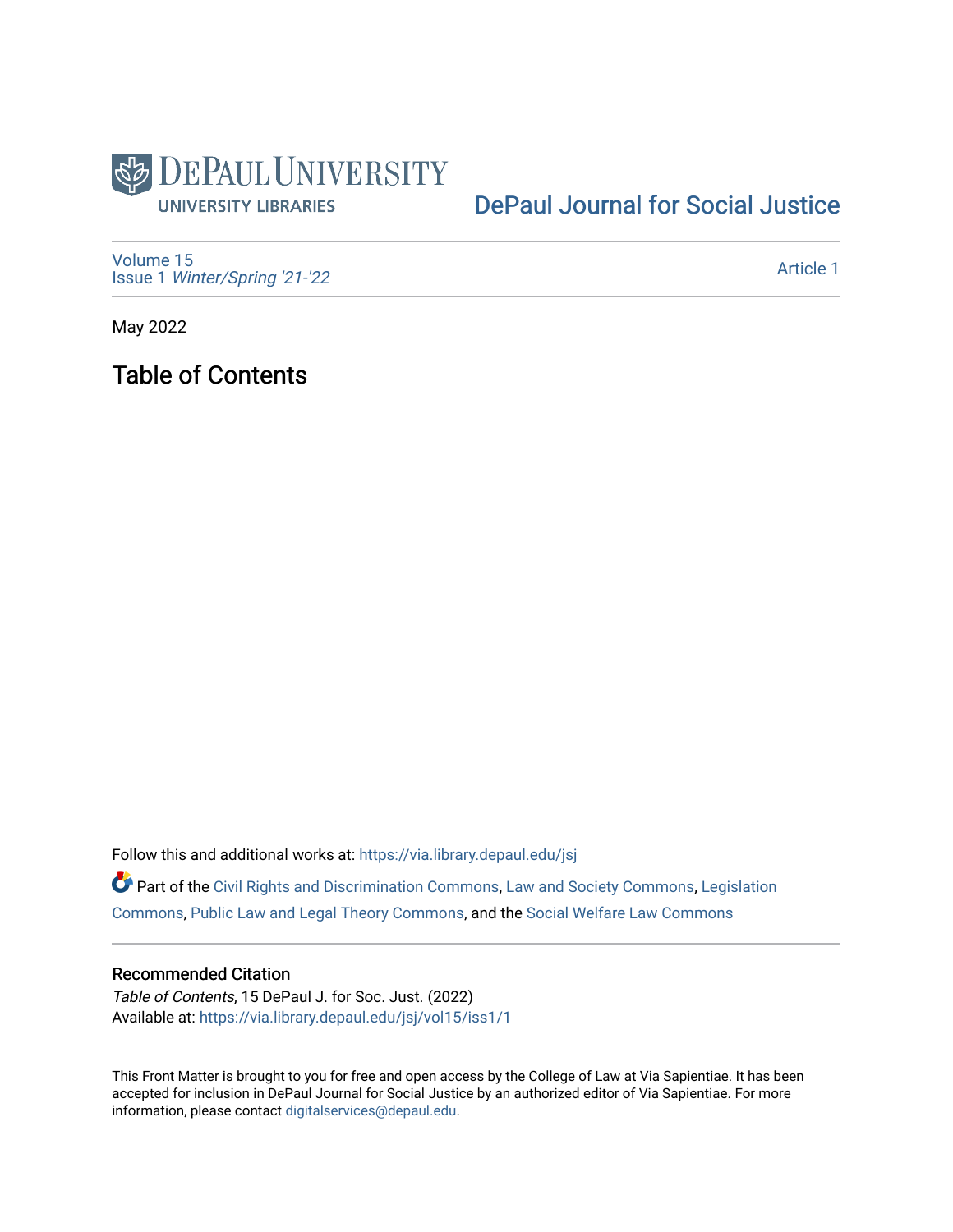DePaul University
UNIVERSITY LIBRARIES

DePaul Journal for Social Justice

Volume 15
Issue 1 *Winter/Spring '21-'22*

Article 1

May 2022

# Table of Contents

Follow this and additional works at: https://via.library.depaul.edu/jsj

Part of the Civil Rights and Discrimination Commons, Law and Society Commons, Legislation Commons, Public Law and Legal Theory Commons, and the Social Welfare Law Commons

## Recommended Citation

*Table of Contents*, 15 DePaul J. for Soc. Just. (2022)
Available at: https://via.library.depaul.edu/jsj/vol15/iss1/1

This Front Matter is brought to you for free and open access by the College of Law at Via Sapientiae. It has been accepted for inclusion in DePaul Journal for Social Justice by an authorized editor of Via Sapientiae. For more information, please contact digitalservices@depaul.edu.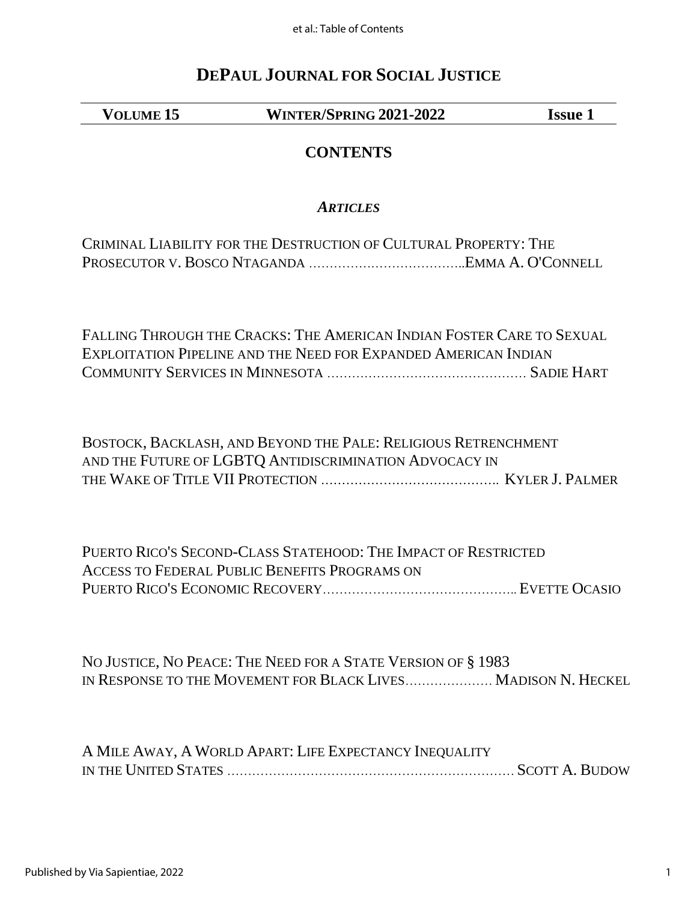# DePaul Journal for Social Justice

**Volume 15** **Winter/Spring 2021-2022** **Issue 1**

## CONTENTS

### *Articles*

Criminal Liability for the Destruction of Cultural Property: The Prosecutor v. Bosco Ntaganda ……………………………….Emma A. O'Connell

Falling Through the Cracks: The American Indian Foster Care to Sexual Exploitation Pipeline and the Need for Expanded American Indian Community Services in Minnesota ………………………………………… Sadie Hart

Bostock, Backlash, and Beyond the Pale: Religious Retrenchment and the Future of LGBTQ Antidiscrimination Advocacy in the Wake of Title VII Protection ……………………………………. Kyler J. Palmer

Puerto Rico's Second-Class Statehood: The Impact of Restricted Access to Federal Public Benefits Programs on Puerto Rico's Economic Recovery……………………………………….. Evette Ocasio

No Justice, No Peace: The Need for a State Version of § 1983 in Response to the Movement for Black Lives………………… Madison N. Heckel

A Mile Away, A World Apart: Life Expectancy Inequality in the United States …………………………………………………………… Scott A. Budow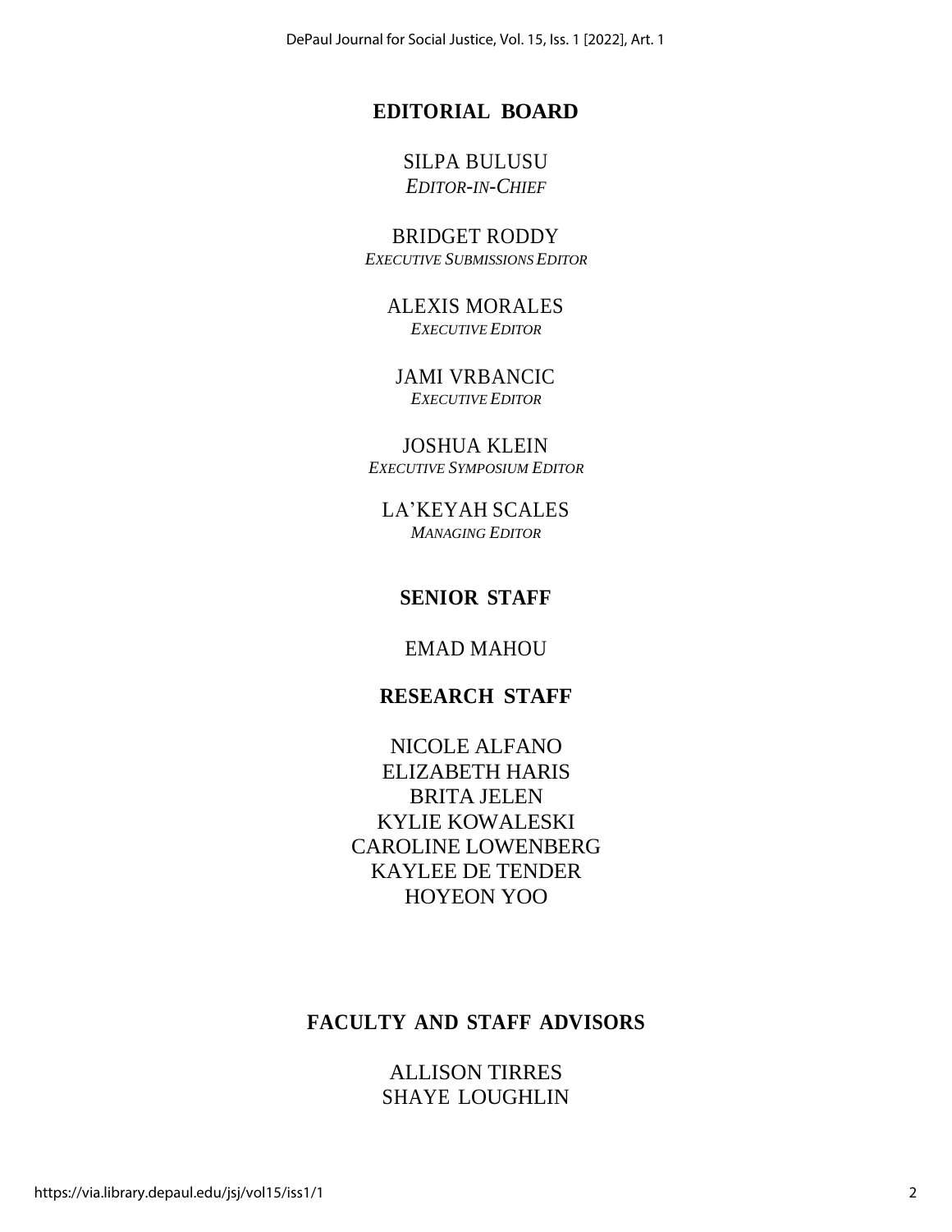## EDITORIAL BOARD

SILPA BULUSU
*EDITOR-IN-CHIEF*

BRIDGET RODDY
*EXECUTIVE SUBMISSIONS EDITOR*

ALEXIS MORALES
*EXECUTIVE EDITOR*

JAMI VRBANCIC
*EXECUTIVE EDITOR*

JOSHUA KLEIN
*EXECUTIVE SYMPOSIUM EDITOR*

LA'KEYAH SCALES
*MANAGING EDITOR*

## SENIOR STAFF

EMAD MAHOU

## RESEARCH STAFF

NICOLE ALFANO
ELIZABETH HARIS
BRITA JELEN
KYLIE KOWALESKI
CAROLINE LOWENBERG
KAYLEE DE TENDER
HOYEON YOO

## FACULTY AND STAFF ADVISORS

ALLISON TIRRES
SHAYE LOUGHLIN